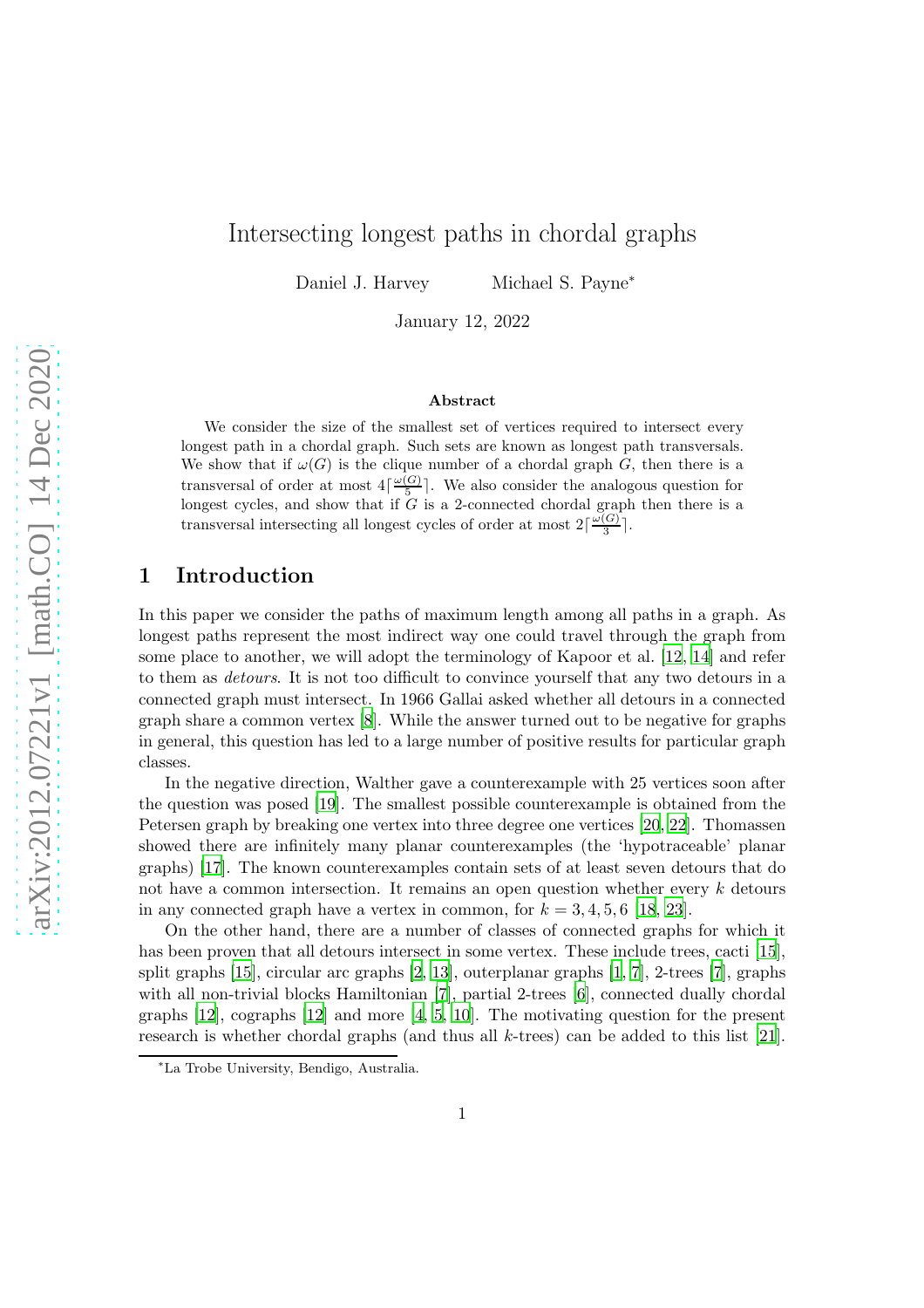# Intersecting longest paths in chordal graphs

Daniel J. Harvey      Michael S. Payne*

January 12, 2022

### Abstract

We consider the size of the smallest set of vertices required to intersect every longest path in a chordal graph. Such sets are known as longest path transversals. We show that if $\omega(G)$ is the clique number of a chordal graph $G$, then there is a transversal of order at most $4\lceil \frac{\omega(G)}{5} \rceil$. We also consider the analogous question for longest cycles, and show that if $G$ is a 2-connected chordal graph then there is a transversal intersecting all longest cycles of order at most $2\lceil \frac{\omega(G)}{3} \rceil$.

## 1 Introduction

In this paper we consider the paths of maximum length among all paths in a graph. As longest paths represent the most indirect way one could travel through the graph from some place to another, we will adopt the terminology of Kapoor et al. [12, 14] and refer to them as *detours*. It is not too difficult to convince yourself that any two detours in a connected graph must intersect. In 1966 Gallai asked whether all detours in a connected graph share a common vertex [8]. While the answer turned out to be negative for graphs in general, this question has led to a large number of positive results for particular graph classes.

In the negative direction, Walther gave a counterexample with 25 vertices soon after the question was posed [19]. The smallest possible counterexample is obtained from the Petersen graph by breaking one vertex into three degree one vertices [20, 22]. Thomassen showed there are infinitely many planar counterexamples (the 'hypotraceable' planar graphs) [17]. The known counterexamples contain sets of at least seven detours that do not have a common intersection. It remains an open question whether every $k$ detours in any connected graph have a vertex in common, for $k = 3, 4, 5, 6$ [18, 23].

On the other hand, there are a number of classes of connected graphs for which it has been proven that all detours intersect in some vertex. These include trees, cacti [15], split graphs [15], circular arc graphs [2, 13], outerplanar graphs [1, 7], 2-trees [7], graphs with all non-trivial blocks Hamiltonian [7], partial 2-trees [6], connected dually chordal graphs [12], cographs [12] and more [4, 5, 10]. The motivating question for the present research is whether chordal graphs (and thus all $k$-trees) can be added to this list [21].

*La Trobe University, Bendigo, Australia.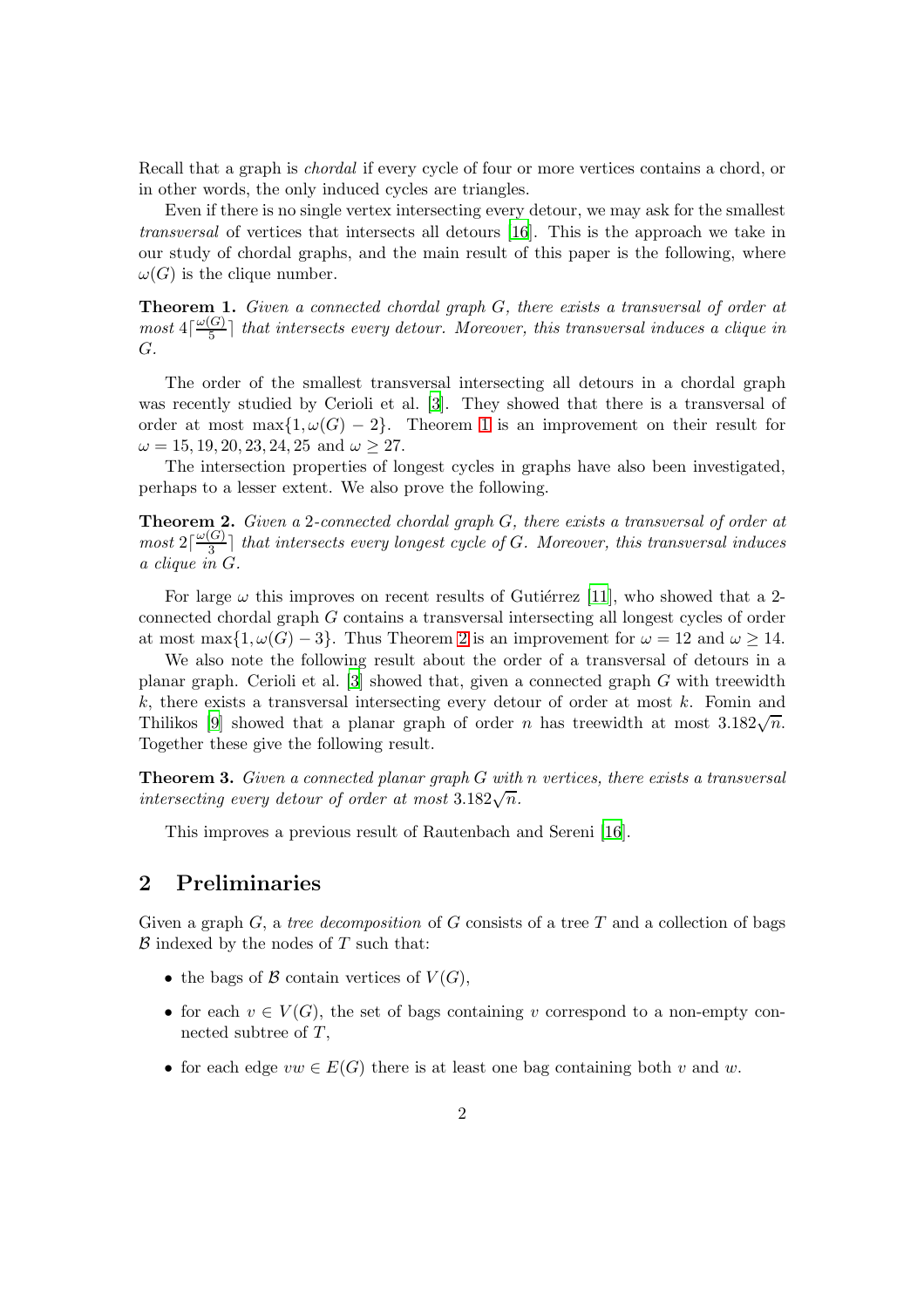Recall that a graph is *chordal* if every cycle of four or more vertices contains a chord, or in other words, the only induced cycles are triangles.

Even if there is no single vertex intersecting every detour, we may ask for the smallest *transversal* of vertices that intersects all detours [16]. This is the approach we take in our study of chordal graphs, and the main result of this paper is the following, where $\omega(G)$ is the clique number.

**Theorem 1.** *Given a connected chordal graph $G$, there exists a transversal of order at most $4\lceil \frac{\omega(G)}{5} \rceil$ that intersects every detour. Moreover, this transversal induces a clique in $G$.*

The order of the smallest transversal intersecting all detours in a chordal graph was recently studied by Cerioli et al. [3]. They showed that there is a transversal of order at most $\max\{1, \omega(G) - 2\}$. Theorem 1 is an improvement on their result for $\omega = 15, 19, 20, 23, 24, 25$ and $\omega \geq 27$.

The intersection properties of longest cycles in graphs have also been investigated, perhaps to a lesser extent. We also prove the following.

**Theorem 2.** *Given a 2-connected chordal graph $G$, there exists a transversal of order at most $2\lceil \frac{\omega(G)}{3} \rceil$ that intersects every longest cycle of $G$. Moreover, this transversal induces a clique in $G$.*

For large $\omega$ this improves on recent results of Gutiérrez [11], who showed that a 2-connected chordal graph $G$ contains a transversal intersecting all longest cycles of order at most $\max\{1, \omega(G) - 3\}$. Thus Theorem 2 is an improvement for $\omega = 12$ and $\omega \geq 14$.

We also note the following result about the order of a transversal of detours in a planar graph. Cerioli et al. [3] showed that, given a connected graph $G$ with treewidth $k$, there exists a transversal intersecting every detour of order at most $k$. Fomin and Thilikos [9] showed that a planar graph of order $n$ has treewidth at most $3.182\sqrt{n}$. Together these give the following result.

**Theorem 3.** *Given a connected planar graph $G$ with $n$ vertices, there exists a transversal intersecting every detour of order at most $3.182\sqrt{n}$.*

This improves a previous result of Rautenbach and Sereni [16].

## 2 Preliminaries

Given a graph $G$, a *tree decomposition* of $G$ consists of a tree $T$ and a collection of bags $\mathcal{B}$ indexed by the nodes of $T$ such that:

- the bags of $\mathcal{B}$ contain vertices of $V(G)$,
- for each $v \in V(G)$, the set of bags containing $v$ correspond to a non-empty connected subtree of $T$,
- for each edge $vw \in E(G)$ there is at least one bag containing both $v$ and $w$.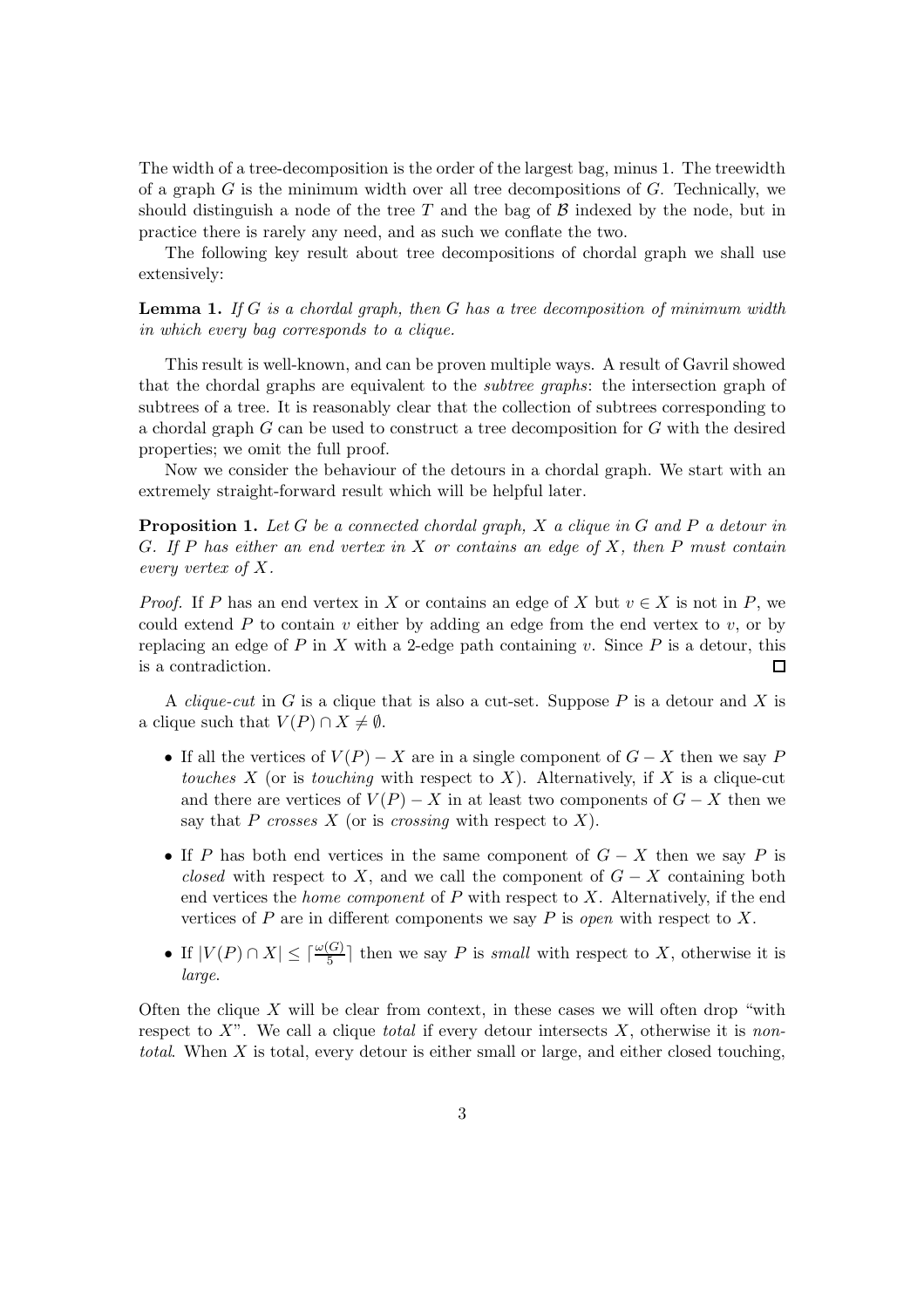The width of a tree-decomposition is the order of the largest bag, minus 1. The treewidth of a graph $G$ is the minimum width over all tree decompositions of $G$. Technically, we should distinguish a node of the tree $T$ and the bag of $\mathcal{B}$ indexed by the node, but in practice there is rarely any need, and as such we conflate the two.

The following key result about tree decompositions of chordal graph we shall use extensively:

**Lemma 1.** *If $G$ is a chordal graph, then $G$ has a tree decomposition of minimum width in which every bag corresponds to a clique.*

This result is well-known, and can be proven multiple ways. A result of Gavril showed that the chordal graphs are equivalent to the *subtree graphs*: the intersection graph of subtrees of a tree. It is reasonably clear that the collection of subtrees corresponding to a chordal graph $G$ can be used to construct a tree decomposition for $G$ with the desired properties; we omit the full proof.

Now we consider the behaviour of the detours in a chordal graph. We start with an extremely straight-forward result which will be helpful later.

**Proposition 1.** *Let $G$ be a connected chordal graph, $X$ a clique in $G$ and $P$ a detour in $G$. If $P$ has either an end vertex in $X$ or contains an edge of $X$, then $P$ must contain every vertex of $X$.*

*Proof.* If $P$ has an end vertex in $X$ or contains an edge of $X$ but $v \in X$ is not in $P$, we could extend $P$ to contain $v$ either by adding an edge from the end vertex to $v$, or by replacing an edge of $P$ in $X$ with a 2-edge path containing $v$. Since $P$ is a detour, this is a contradiction. □

A *clique-cut* in $G$ is a clique that is also a cut-set. Suppose $P$ is a detour and $X$ is a clique such that $V(P) \cap X \neq \emptyset$.

- If all the vertices of $V(P) - X$ are in a single component of $G - X$ then we say $P$ *touches* $X$ (or is *touching* with respect to $X$). Alternatively, if $X$ is a clique-cut and there are vertices of $V(P) - X$ in at least two components of $G - X$ then we say that $P$ *crosses* $X$ (or is *crossing* with respect to $X$).
- If $P$ has both end vertices in the same component of $G - X$ then we say $P$ is *closed* with respect to $X$, and we call the component of $G - X$ containing both end vertices the *home component* of $P$ with respect to $X$. Alternatively, if the end vertices of $P$ are in different components we say $P$ is *open* with respect to $X$.
- If $|V(P) \cap X| \leq \lceil \frac{\omega(G)}{5} \rceil$ then we say $P$ is *small* with respect to $X$, otherwise it is *large*.

Often the clique $X$ will be clear from context, in these cases we will often drop "with respect to $X$". We call a clique *total* if every detour intersects $X$, otherwise it is *non-total*. When $X$ is total, every detour is either small or large, and either closed touching,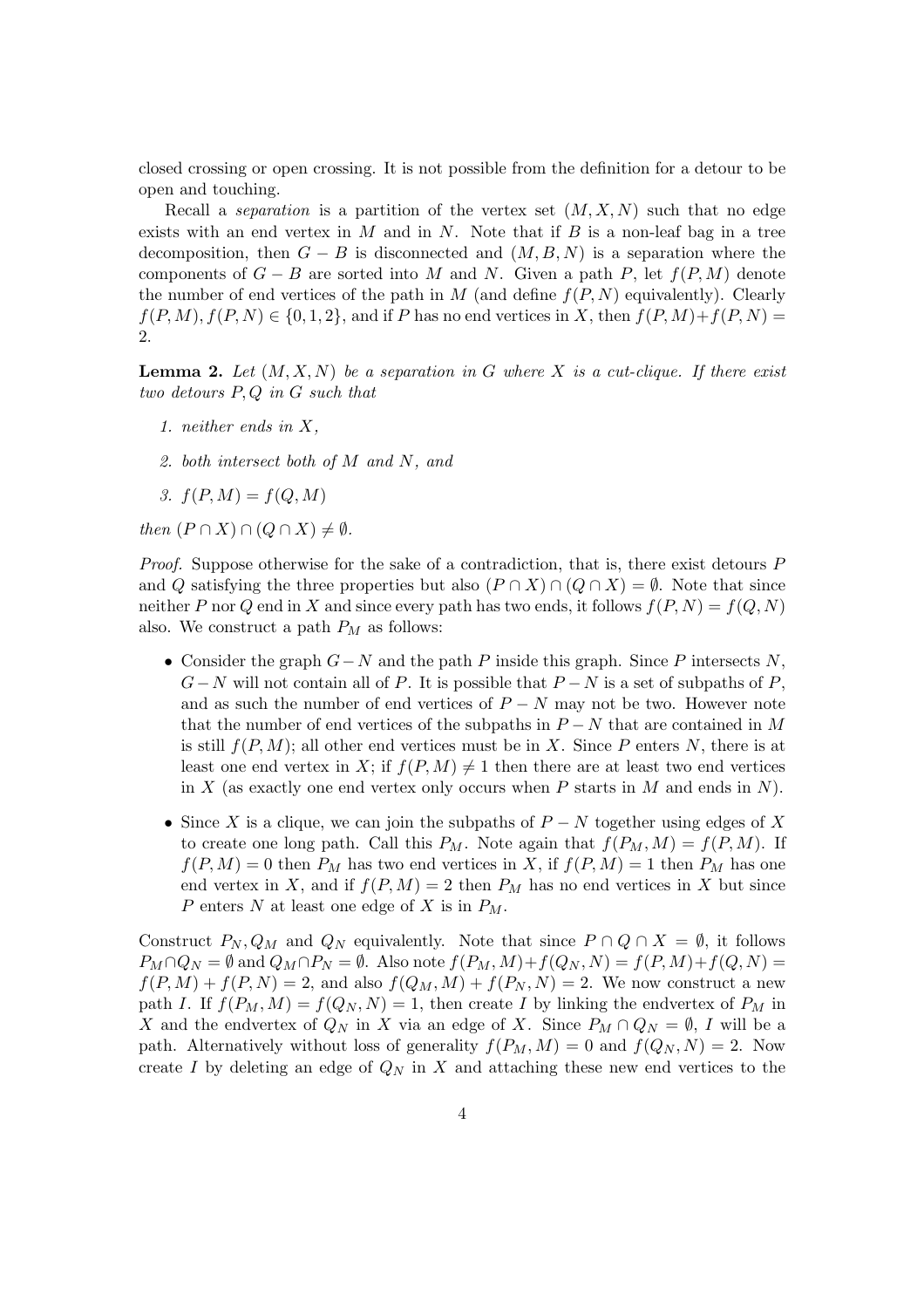closed crossing or open crossing. It is not possible from the definition for a detour to be open and touching.

Recall a *separation* is a partition of the vertex set $(M, X, N)$ such that no edge exists with an end vertex in $M$ and in $N$. Note that if $B$ is a non-leaf bag in a tree decomposition, then $G - B$ is disconnected and $(M, B, N)$ is a separation where the components of $G - B$ are sorted into $M$ and $N$. Given a path $P$, let $f(P, M)$ denote the number of end vertices of the path in $M$ (and define $f(P, N)$ equivalently). Clearly $f(P, M), f(P, N) \in \{0, 1, 2\}$, and if $P$ has no end vertices in $X$, then $f(P, M) + f(P, N) = 2$.

**Lemma 2.** *Let $(M, X, N)$ be a separation in $G$ where $X$ is a cut-clique. If there exist two detours $P, Q$ in $G$ such that*

1. *neither ends in $X$,*
2. *both intersect both of $M$ and $N$, and*
3. *$f(P, M) = f(Q, M)$*

*then $(P \cap X) \cap (Q \cap X) \neq \emptyset$.*

*Proof.* Suppose otherwise for the sake of a contradiction, that is, there exist detours $P$ and $Q$ satisfying the three properties but also $(P \cap X) \cap (Q \cap X) = \emptyset$. Note that since neither $P$ nor $Q$ end in $X$ and since every path has two ends, it follows $f(P, N) = f(Q, N)$ also. We construct a path $P_M$ as follows:

- Consider the graph $G - N$ and the path $P$ inside this graph. Since $P$ intersects $N$, $G - N$ will not contain all of $P$. It is possible that $P - N$ is a set of subpaths of $P$, and as such the number of end vertices of $P - N$ may not be two. However note that the number of end vertices of the subpaths in $P - N$ that are contained in $M$ is still $f(P, M)$; all other end vertices must be in $X$. Since $P$ enters $N$, there is at least one end vertex in $X$; if $f(P, M) \neq 1$ then there are at least two end vertices in $X$ (as exactly one end vertex only occurs when $P$ starts in $M$ and ends in $N$).
- Since $X$ is a clique, we can join the subpaths of $P - N$ together using edges of $X$ to create one long path. Call this $P_M$. Note again that $f(P_M, M) = f(P, M)$. If $f(P, M) = 0$ then $P_M$ has two end vertices in $X$, if $f(P, M) = 1$ then $P_M$ has one end vertex in $X$, and if $f(P, M) = 2$ then $P_M$ has no end vertices in $X$ but since $P$ enters $N$ at least one edge of $X$ is in $P_M$.

Construct $P_N, Q_M$ and $Q_N$ equivalently. Note that since $P \cap Q \cap X = \emptyset$, it follows $P_M \cap Q_N = \emptyset$ and $Q_M \cap P_N = \emptyset$. Also note $f(P_M, M) + f(Q_N, N) = f(P, M) + f(Q, N) = f(P, M) + f(P, N) = 2$, and also $f(Q_M, M) + f(P_N, N) = 2$. We now construct a new path $I$. If $f(P_M, M) = f(Q_N, N) = 1$, then create $I$ by linking the endvertex of $P_M$ in $X$ and the endvertex of $Q_N$ in $X$ via an edge of $X$. Since $P_M \cap Q_N = \emptyset$, $I$ will be a path. Alternatively without loss of generality $f(P_M, M) = 0$ and $f(Q_N, N) = 2$. Now create $I$ by deleting an edge of $Q_N$ in $X$ and attaching these new end vertices to the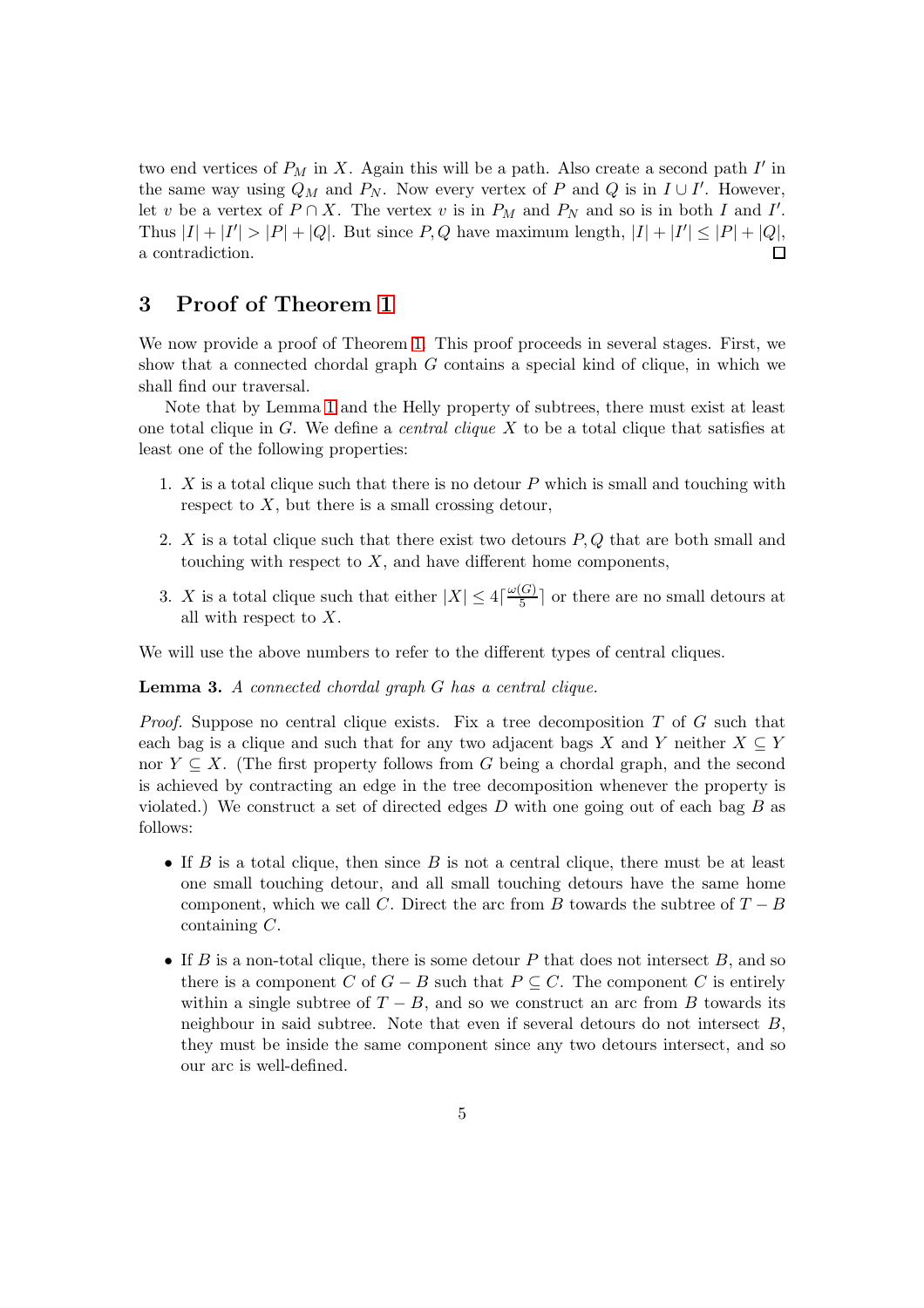two end vertices of $P_M$ in $X$. Again this will be a path. Also create a second path $I'$ in the same way using $Q_M$ and $P_N$. Now every vertex of $P$ and $Q$ is in $I \cup I'$. However, let $v$ be a vertex of $P \cap X$. The vertex $v$ is in $P_M$ and $P_N$ and so is in both $I$ and $I'$. Thus $|I| + |I'| > |P| + |Q|$. But since $P, Q$ have maximum length, $|I| + |I'| \leq |P| + |Q|$, a contradiction. □

## 3 Proof of Theorem 1

We now provide a proof of Theorem 1. This proof proceeds in several stages. First, we show that a connected chordal graph $G$ contains a special kind of clique, in which we shall find our traversal.

Note that by Lemma 1 and the Helly property of subtrees, there must exist at least one total clique in $G$. We define a *central clique* $X$ to be a total clique that satisfies at least one of the following properties:

1. $X$ is a total clique such that there is no detour $P$ which is small and touching with respect to $X$, but there is a small crossing detour,
2. $X$ is a total clique such that there exist two detours $P, Q$ that are both small and touching with respect to $X$, and have different home components,
3. $X$ is a total clique such that either $|X| \leq 4\lceil \frac{\omega(G)}{5} \rceil$ or there are no small detours at all with respect to $X$.

We will use the above numbers to refer to the different types of central cliques.

**Lemma 3.** *A connected chordal graph $G$ has a central clique.*

*Proof.* Suppose no central clique exists. Fix a tree decomposition $T$ of $G$ such that each bag is a clique and such that for any two adjacent bags $X$ and $Y$ neither $X \subseteq Y$ nor $Y \subseteq X$. (The first property follows from $G$ being a chordal graph, and the second is achieved by contracting an edge in the tree decomposition whenever the property is violated.) We construct a set of directed edges $D$ with one going out of each bag $B$ as follows:

- If $B$ is a total clique, then since $B$ is not a central clique, there must be at least one small touching detour, and all small touching detours have the same home component, which we call $C$. Direct the arc from $B$ towards the subtree of $T - B$ containing $C$.
- If $B$ is a non-total clique, there is some detour $P$ that does not intersect $B$, and so there is a component $C$ of $G - B$ such that $P \subseteq C$. The component $C$ is entirely within a single subtree of $T - B$, and so we construct an arc from $B$ towards its neighbour in said subtree. Note that even if several detours do not intersect $B$, they must be inside the same component since any two detours intersect, and so our arc is well-defined.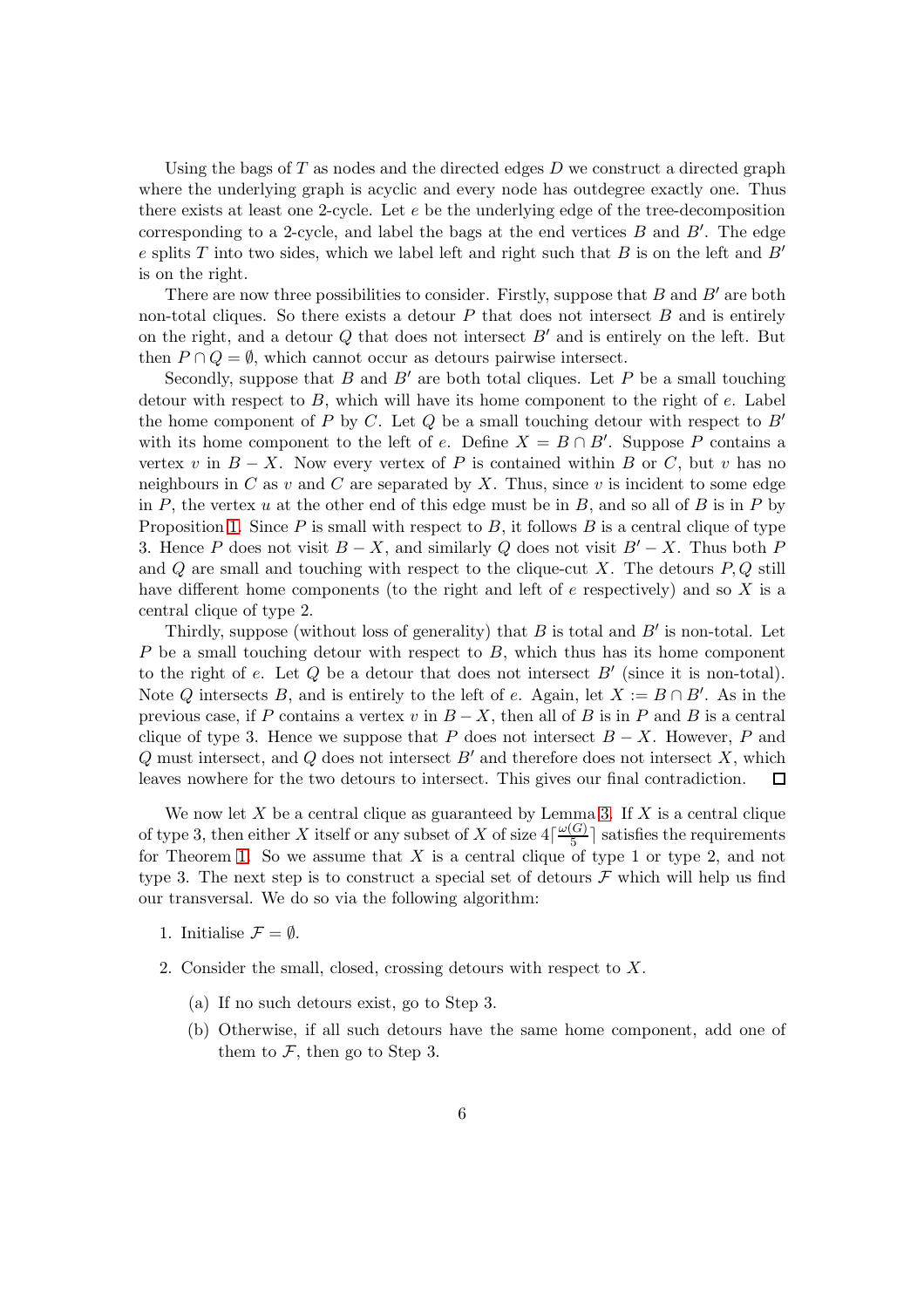Using the bags of $T$ as nodes and the directed edges $D$ we construct a directed graph where the underlying graph is acyclic and every node has outdegree exactly one. Thus there exists at least one 2-cycle. Let $e$ be the underlying edge of the tree-decomposition corresponding to a 2-cycle, and label the bags at the end vertices $B$ and $B'$. The edge $e$ splits $T$ into two sides, which we label left and right such that $B$ is on the left and $B'$ is on the right.

There are now three possibilities to consider. Firstly, suppose that $B$ and $B'$ are both non-total cliques. So there exists a detour $P$ that does not intersect $B$ and is entirely on the right, and a detour $Q$ that does not intersect $B'$ and is entirely on the left. But then $P \cap Q = \emptyset$, which cannot occur as detours pairwise intersect.

Secondly, suppose that $B$ and $B'$ are both total cliques. Let $P$ be a small touching detour with respect to $B$, which will have its home component to the right of $e$. Label the home component of $P$ by $C$. Let $Q$ be a small touching detour with respect to $B'$ with its home component to the left of $e$. Define $X = B \cap B'$. Suppose $P$ contains a vertex $v$ in $B - X$. Now every vertex of $P$ is contained within $B$ or $C$, but $v$ has no neighbours in $C$ as $v$ and $C$ are separated by $X$. Thus, since $v$ is incident to some edge in $P$, the vertex $u$ at the other end of this edge must be in $B$, and so all of $B$ is in $P$ by Proposition 1. Since $P$ is small with respect to $B$, it follows $B$ is a central clique of type 3. Hence $P$ does not visit $B - X$, and similarly $Q$ does not visit $B' - X$. Thus both $P$ and $Q$ are small and touching with respect to the clique-cut $X$. The detours $P, Q$ still have different home components (to the right and left of $e$ respectively) and so $X$ is a central clique of type 2.

Thirdly, suppose (without loss of generality) that $B$ is total and $B'$ is non-total. Let $P$ be a small touching detour with respect to $B$, which thus has its home component to the right of $e$. Let $Q$ be a detour that does not intersect $B'$ (since it is non-total). Note $Q$ intersects $B$, and is entirely to the left of $e$. Again, let $X := B \cap B'$. As in the previous case, if $P$ contains a vertex $v$ in $B - X$, then all of $B$ is in $P$ and $B$ is a central clique of type 3. Hence we suppose that $P$ does not intersect $B - X$. However, $P$ and $Q$ must intersect, and $Q$ does not intersect $B'$ and therefore does not intersect $X$, which leaves nowhere for the two detours to intersect. This gives our final contradiction. □

We now let $X$ be a central clique as guaranteed by Lemma 3. If $X$ is a central clique of type 3, then either $X$ itself or any subset of $X$ of size $4\lceil \frac{\omega(G)}{5} \rceil$ satisfies the requirements for Theorem 1. So we assume that $X$ is a central clique of type 1 or type 2, and not type 3. The next step is to construct a special set of detours $\mathcal{F}$ which will help us find our transversal. We do so via the following algorithm:

1. Initialise $\mathcal{F} = \emptyset$.
2. Consider the small, closed, crossing detours with respect to $X$.
   (a) If no such detours exist, go to Step 3.
   (b) Otherwise, if all such detours have the same home component, add one of them to $\mathcal{F}$, then go to Step 3.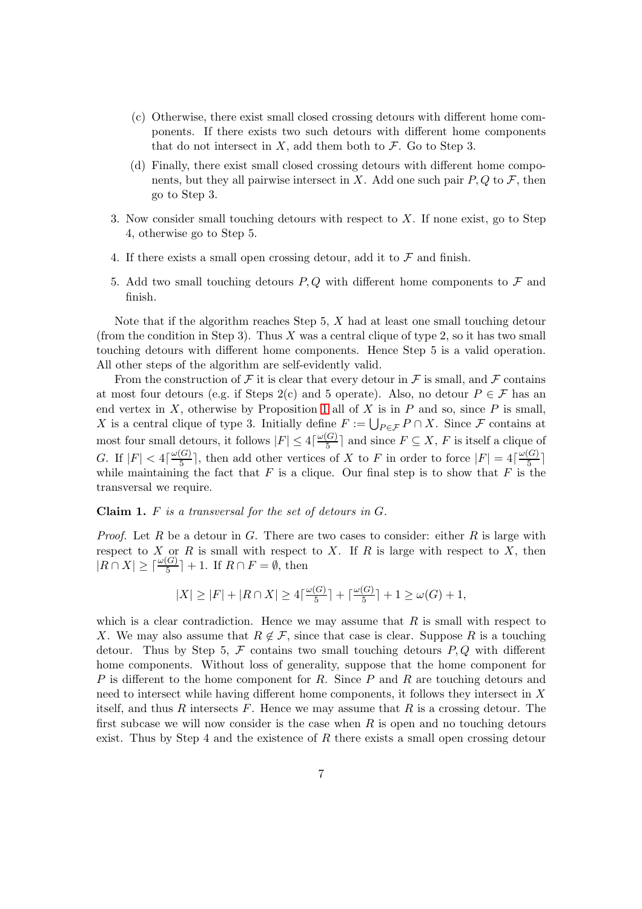(c) Otherwise, there exist small closed crossing detours with different home components. If there exists two such detours with different home components that do not intersect in $X$, add them both to $\mathcal{F}$. Go to Step 3.

(d) Finally, there exist small closed crossing detours with different home components, but they all pairwise intersect in $X$. Add one such pair $P, Q$ to $\mathcal{F}$, then go to Step 3.

3. Now consider small touching detours with respect to $X$. If none exist, go to Step 4, otherwise go to Step 5.

4. If there exists a small open crossing detour, add it to $\mathcal{F}$ and finish.

5. Add two small touching detours $P, Q$ with different home components to $\mathcal{F}$ and finish.

Note that if the algorithm reaches Step 5, $X$ had at least one small touching detour (from the condition in Step 3). Thus $X$ was a central clique of type 2, so it has two small touching detours with different home components. Hence Step 5 is a valid operation. All other steps of the algorithm are self-evidently valid.

From the construction of $\mathcal{F}$ it is clear that every detour in $\mathcal{F}$ is small, and $\mathcal{F}$ contains at most four detours (e.g. if Steps 2(c) and 5 operate). Also, no detour $P \in \mathcal{F}$ has an end vertex in $X$, otherwise by Proposition 1 all of $X$ is in $P$ and so, since $P$ is small, $X$ is a central clique of type 3. Initially define $F := \bigcup_{P \in \mathcal{F}} P \cap X$. Since $\mathcal{F}$ contains at most four small detours, it follows $|F| \leq 4\lceil \frac{\omega(G)}{5} \rceil$ and since $F \subseteq X$, $F$ is itself a clique of $G$. If $|F| < 4\lceil \frac{\omega(G)}{5} \rceil$, then add other vertices of $X$ to $F$ in order to force $|F| = 4\lceil \frac{\omega(G)}{5} \rceil$ while maintaining the fact that $F$ is a clique. Our final step is to show that $F$ is the transversal we require.

**Claim 1.** *$F$ is a transversal for the set of detours in $G$.*

*Proof.* Let $R$ be a detour in $G$. There are two cases to consider: either $R$ is large with respect to $X$ or $R$ is small with respect to $X$. If $R$ is large with respect to $X$, then $|R \cap X| \geq \lceil \frac{\omega(G)}{5} \rceil + 1$. If $R \cap F = \emptyset$, then

$$|X| \geq |F| + |R \cap X| \geq 4\lceil \tfrac{\omega(G)}{5} \rceil + \lceil \tfrac{\omega(G)}{5} \rceil + 1 \geq \omega(G) + 1,$$

which is a clear contradiction. Hence we may assume that $R$ is small with respect to $X$. We may also assume that $R \notin \mathcal{F}$, since that case is clear. Suppose $R$ is a touching detour. Thus by Step 5, $\mathcal{F}$ contains two small touching detours $P, Q$ with different home components. Without loss of generality, suppose that the home component for $P$ is different to the home component for $R$. Since $P$ and $R$ are touching detours and need to intersect while having different home components, it follows they intersect in $X$ itself, and thus $R$ intersects $F$. Hence we may assume that $R$ is a crossing detour. The first subcase we will now consider is the case when $R$ is open and no touching detours exist. Thus by Step 4 and the existence of $R$ there exists a small open crossing detour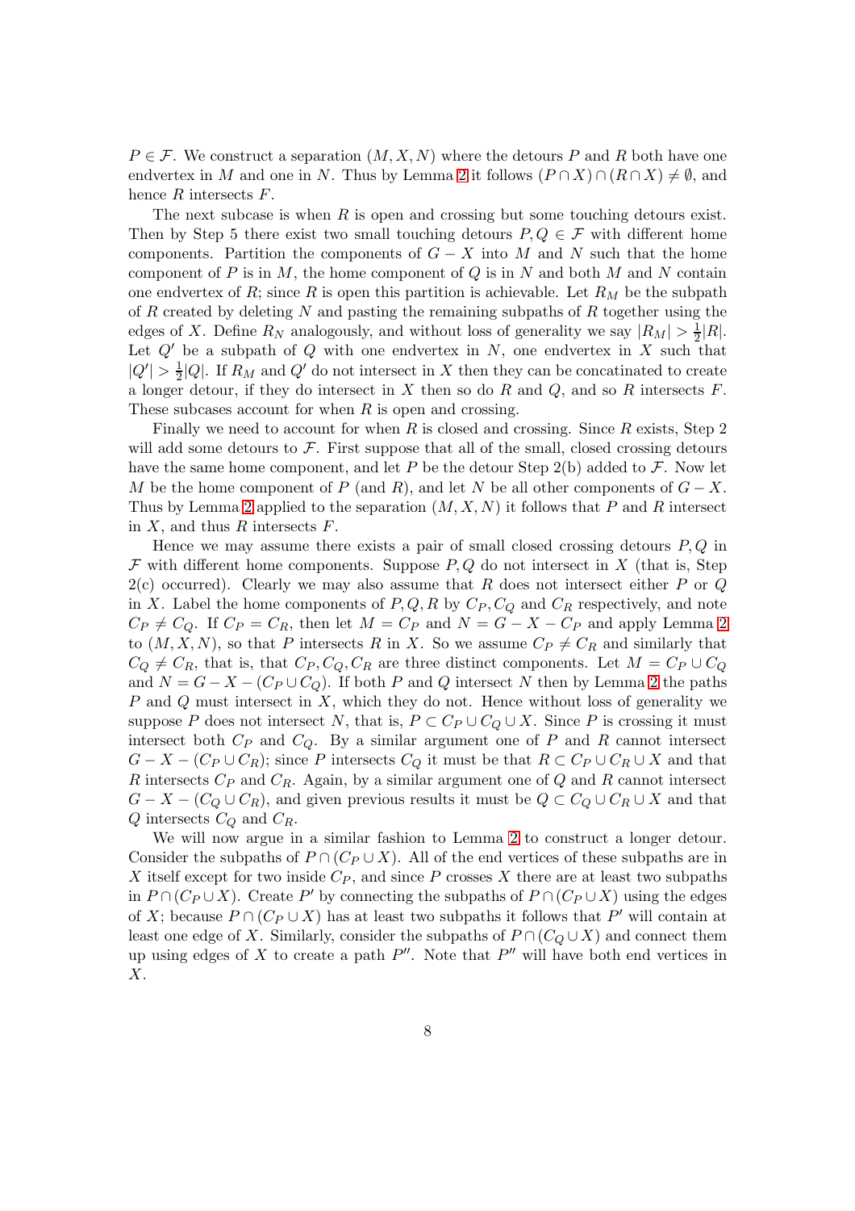$P \in \mathcal{F}$. We construct a separation $(M, X, N)$ where the detours $P$ and $R$ both have one endvertex in $M$ and one in $N$. Thus by Lemma 2 it follows $(P \cap X) \cap (R \cap X) \neq \emptyset$, and hence $R$ intersects $F$.

The next subcase is when $R$ is open and crossing but some touching detours exist. Then by Step 5 there exist two small touching detours $P, Q \in \mathcal{F}$ with different home components. Partition the components of $G - X$ into $M$ and $N$ such that the home component of $P$ is in $M$, the home component of $Q$ is in $N$ and both $M$ and $N$ contain one endvertex of $R$; since $R$ is open this partition is achievable. Let $R_M$ be the subpath of $R$ created by deleting $N$ and pasting the remaining subpaths of $R$ together using the edges of $X$. Define $R_N$ analogously, and without loss of generality we say $|R_M| > \frac{1}{2}|R|$. Let $Q'$ be a subpath of $Q$ with one endvertex in $N$, one endvertex in $X$ such that $|Q'| > \frac{1}{2}|Q|$. If $R_M$ and $Q'$ do not intersect in $X$ then they can be concatinated to create a longer detour, if they do intersect in $X$ then so do $R$ and $Q$, and so $R$ intersects $F$. These subcases account for when $R$ is open and crossing.

Finally we need to account for when $R$ is closed and crossing. Since $R$ exists, Step 2 will add some detours to $\mathcal{F}$. First suppose that all of the small, closed crossing detours have the same home component, and let $P$ be the detour Step 2(b) added to $\mathcal{F}$. Now let $M$ be the home component of $P$ (and $R$), and let $N$ be all other components of $G - X$. Thus by Lemma 2 applied to the separation $(M, X, N)$ it follows that $P$ and $R$ intersect in $X$, and thus $R$ intersects $F$.

Hence we may assume there exists a pair of small closed crossing detours $P, Q$ in $\mathcal{F}$ with different home components. Suppose $P, Q$ do not intersect in $X$ (that is, Step 2(c) occurred). Clearly we may also assume that $R$ does not intersect either $P$ or $Q$ in $X$. Label the home components of $P, Q, R$ by $C_P, C_Q$ and $C_R$ respectively, and note $C_P \neq C_Q$. If $C_P = C_R$, then let $M = C_P$ and $N = G - X - C_P$ and apply Lemma 2 to $(M, X, N)$, so that $P$ intersects $R$ in $X$. So we assume $C_P \neq C_R$ and similarly that $C_Q \neq C_R$, that is, that $C_P, C_Q, C_R$ are three distinct components. Let $M = C_P \cup C_Q$ and $N = G - X - (C_P \cup C_Q)$. If both $P$ and $Q$ intersect $N$ then by Lemma 2 the paths $P$ and $Q$ must intersect in $X$, which they do not. Hence without loss of generality we suppose $P$ does not intersect $N$, that is, $P \subset C_P \cup C_Q \cup X$. Since $P$ is crossing it must intersect both $C_P$ and $C_Q$. By a similar argument one of $P$ and $R$ cannot intersect $G - X - (C_P \cup C_R)$; since $P$ intersects $C_Q$ it must be that $R \subset C_P \cup C_R \cup X$ and that $R$ intersects $C_P$ and $C_R$. Again, by a similar argument one of $Q$ and $R$ cannot intersect $G - X - (C_Q \cup C_R)$, and given previous results it must be $Q \subset C_Q \cup C_R \cup X$ and that $Q$ intersects $C_Q$ and $C_R$.

We will now argue in a similar fashion to Lemma 2 to construct a longer detour. Consider the subpaths of $P \cap (C_P \cup X)$. All of the end vertices of these subpaths are in $X$ itself except for two inside $C_P$, and since $P$ crosses $X$ there are at least two subpaths in $P \cap (C_P \cup X)$. Create $P'$ by connecting the subpaths of $P \cap (C_P \cup X)$ using the edges of $X$; because $P \cap (C_P \cup X)$ has at least two subpaths it follows that $P'$ will contain at least one edge of $X$. Similarly, consider the subpaths of $P \cap (C_Q \cup X)$ and connect them up using edges of $X$ to create a path $P''$. Note that $P''$ will have both end vertices in $X$.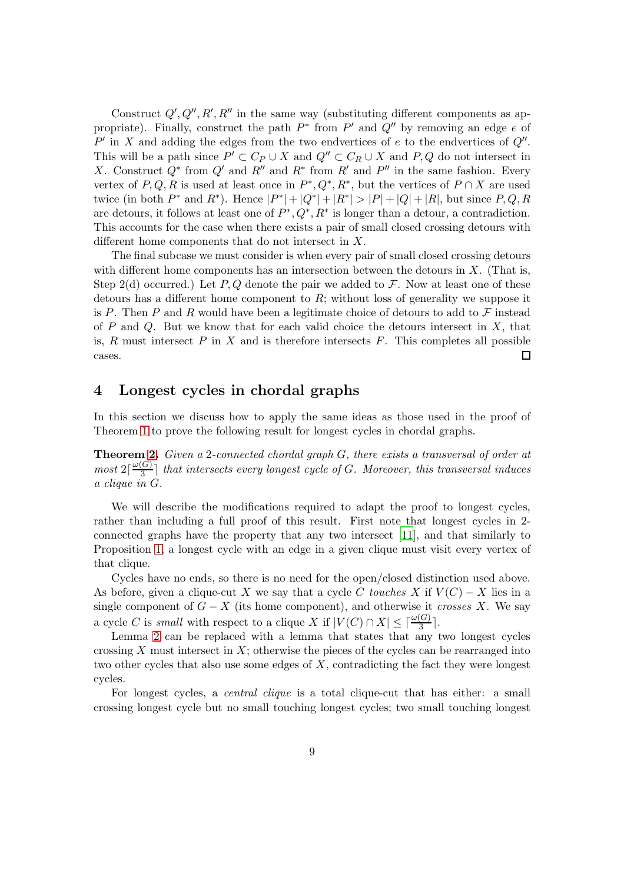Construct $Q', Q'', R', R''$ in the same way (substituting different components as appropriate). Finally, construct the path $P^*$ from $P'$ and $Q''$ by removing an edge $e$ of $P'$ in $X$ and adding the edges from the two endvertices of $e$ to the endvertices of $Q''$. This will be a path since $P' \subset C_P \cup X$ and $Q'' \subset C_R \cup X$ and $P, Q$ do not intersect in $X$. Construct $Q^*$ from $Q'$ and $R''$ and $R^*$ from $R'$ and $P''$ in the same fashion. Every vertex of $P, Q, R$ is used at least once in $P^*, Q^*, R^*$, but the vertices of $P \cap X$ are used twice (in both $P^*$ and $R^*$). Hence $|P^*| + |Q^*| + |R^*| > |P| + |Q| + |R|$, but since $P, Q, R$ are detours, it follows at least one of $P^*, Q^*, R^*$ is longer than a detour, a contradiction. This accounts for the case when there exists a pair of small closed crossing detours with different home components that do not intersect in $X$.

The final subcase we must consider is when every pair of small closed crossing detours with different home components has an intersection between the detours in $X$. (That is, Step 2(d) occurred.) Let $P, Q$ denote the pair we added to $\mathcal{F}$. Now at least one of these detours has a different home component to $R$; without loss of generality we suppose it is $P$. Then $P$ and $R$ would have been a legitimate choice of detours to add to $\mathcal{F}$ instead of $P$ and $Q$. But we know that for each valid choice the detours intersect in $X$, that is, $R$ must intersect $P$ in $X$ and is therefore intersects $F$. This completes all possible cases. □

## 4 Longest cycles in chordal graphs

In this section we discuss how to apply the same ideas as those used in the proof of Theorem 1 to prove the following result for longest cycles in chordal graphs.

**Theorem 2.** *Given a 2-connected chordal graph $G$, there exists a transversal of order at most $2\lceil \frac{\omega(G)}{3} \rceil$ that intersects every longest cycle of $G$. Moreover, this transversal induces a clique in $G$.*

We will describe the modifications required to adapt the proof to longest cycles, rather than including a full proof of this result. First note that longest cycles in 2-connected graphs have the property that any two intersect [11], and that similarly to Proposition 1, a longest cycle with an edge in a given clique must visit every vertex of that clique.

Cycles have no ends, so there is no need for the open/closed distinction used above. As before, given a clique-cut $X$ we say that a cycle $C$ *touches* $X$ if $V(C) - X$ lies in a single component of $G - X$ (its home component), and otherwise it *crosses* $X$. We say a cycle $C$ is *small* with respect to a clique $X$ if $|V(C) \cap X| \leq \lceil \frac{\omega(G)}{3} \rceil$.

Lemma 2 can be replaced with a lemma that states that any two longest cycles crossing $X$ must intersect in $X$; otherwise the pieces of the cycles can be rearranged into two other cycles that also use some edges of $X$, contradicting the fact they were longest cycles.

For longest cycles, a *central clique* is a total clique-cut that has either: a small crossing longest cycle but no small touching longest cycles; two small touching longest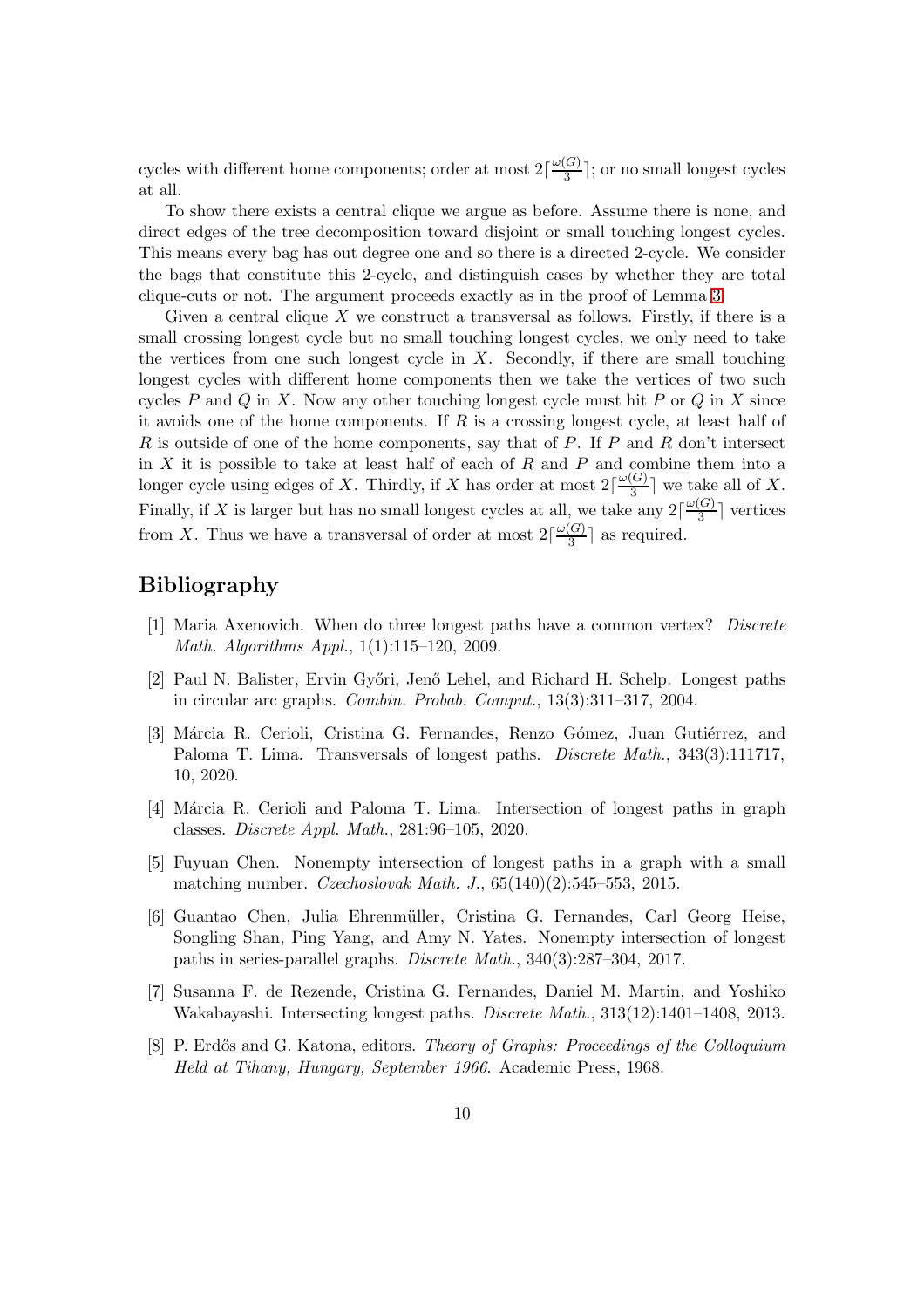cycles with different home components; order at most $2\lceil\frac{\omega(G)}{3}\rceil$; or no small longest cycles at all.

To show there exists a central clique we argue as before. Assume there is none, and direct edges of the tree decomposition toward disjoint or small touching longest cycles. This means every bag has out degree one and so there is a directed 2-cycle. We consider the bags that constitute this 2-cycle, and distinguish cases by whether they are total clique-cuts or not. The argument proceeds exactly as in the proof of Lemma 3.

Given a central clique $X$ we construct a transversal as follows. Firstly, if there is a small crossing longest cycle but no small touching longest cycles, we only need to take the vertices from one such longest cycle in $X$. Secondly, if there are small touching longest cycles with different home components then we take the vertices of two such cycles $P$ and $Q$ in $X$. Now any other touching longest cycle must hit $P$ or $Q$ in $X$ since it avoids one of the home components. If $R$ is a crossing longest cycle, at least half of $R$ is outside of one of the home components, say that of $P$. If $P$ and $R$ don't intersect in $X$ it is possible to take at least half of each of $R$ and $P$ and combine them into a longer cycle using edges of $X$. Thirdly, if $X$ has order at most $2\lceil\frac{\omega(G)}{3}\rceil$ we take all of $X$. Finally, if $X$ is larger but has no small longest cycles at all, we take any $2\lceil\frac{\omega(G)}{3}\rceil$ vertices from $X$. Thus we have a transversal of order at most $2\lceil\frac{\omega(G)}{3}\rceil$ as required.

## Bibliography

[1] Maria Axenovich. When do three longest paths have a common vertex? *Discrete Math. Algorithms Appl.*, 1(1):115–120, 2009.

[2] Paul N. Balister, Ervin Győri, Jenő Lehel, and Richard H. Schelp. Longest paths in circular arc graphs. *Combin. Probab. Comput.*, 13(3):311–317, 2004.

[3] Márcia R. Cerioli, Cristina G. Fernandes, Renzo Gómez, Juan Gutiérrez, and Paloma T. Lima. Transversals of longest paths. *Discrete Math.*, 343(3):111717, 10, 2020.

[4] Márcia R. Cerioli and Paloma T. Lima. Intersection of longest paths in graph classes. *Discrete Appl. Math.*, 281:96–105, 2020.

[5] Fuyuan Chen. Nonempty intersection of longest paths in a graph with a small matching number. *Czechoslovak Math. J.*, 65(140)(2):545–553, 2015.

[6] Guantao Chen, Julia Ehrenmüller, Cristina G. Fernandes, Carl Georg Heise, Songling Shan, Ping Yang, and Amy N. Yates. Nonempty intersection of longest paths in series-parallel graphs. *Discrete Math.*, 340(3):287–304, 2017.

[7] Susanna F. de Rezende, Cristina G. Fernandes, Daniel M. Martin, and Yoshiko Wakabayashi. Intersecting longest paths. *Discrete Math.*, 313(12):1401–1408, 2013.

[8] P. Erdős and G. Katona, editors. *Theory of Graphs: Proceedings of the Colloquium Held at Tihany, Hungary, September 1966*. Academic Press, 1968.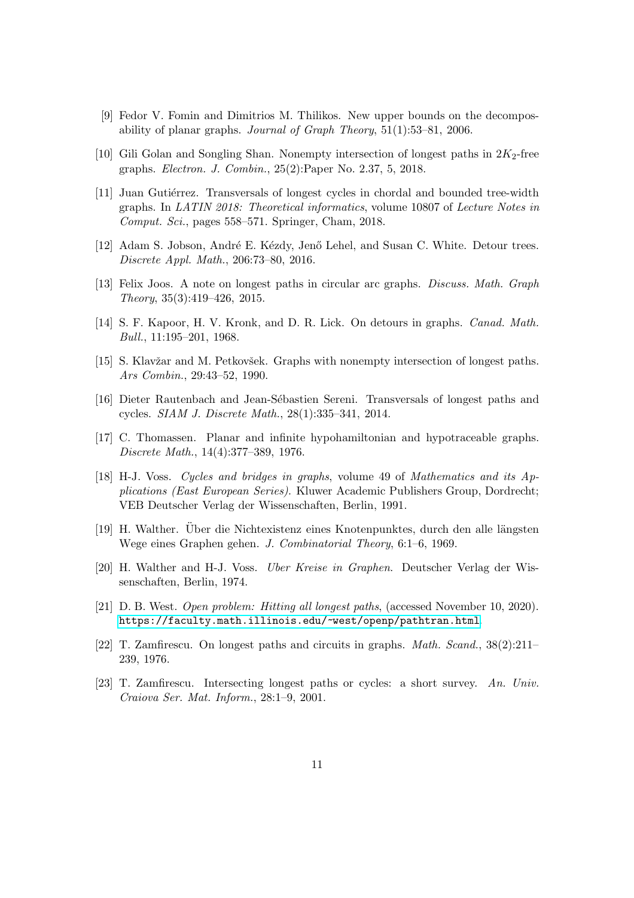[9] Fedor V. Fomin and Dimitrios M. Thilikos. New upper bounds on the decomposability of planar graphs. *Journal of Graph Theory*, 51(1):53–81, 2006.

[10] Gili Golan and Songling Shan. Nonempty intersection of longest paths in $2K_2$-free graphs. *Electron. J. Combin.*, 25(2):Paper No. 2.37, 5, 2018.

[11] Juan Gutiérrez. Transversals of longest cycles in chordal and bounded tree-width graphs. In *LATIN 2018: Theoretical informatics*, volume 10807 of *Lecture Notes in Comput. Sci.*, pages 558–571. Springer, Cham, 2018.

[12] Adam S. Jobson, André E. Kézdy, Jenő Lehel, and Susan C. White. Detour trees. *Discrete Appl. Math.*, 206:73–80, 2016.

[13] Felix Joos. A note on longest paths in circular arc graphs. *Discuss. Math. Graph Theory*, 35(3):419–426, 2015.

[14] S. F. Kapoor, H. V. Kronk, and D. R. Lick. On detours in graphs. *Canad. Math. Bull.*, 11:195–201, 1968.

[15] S. Klavžar and M. Petkovšek. Graphs with nonempty intersection of longest paths. *Ars Combin.*, 29:43–52, 1990.

[16] Dieter Rautenbach and Jean-Sébastien Sereni. Transversals of longest paths and cycles. *SIAM J. Discrete Math.*, 28(1):335–341, 2014.

[17] C. Thomassen. Planar and infinite hypohamiltonian and hypotraceable graphs. *Discrete Math.*, 14(4):377–389, 1976.

[18] H-J. Voss. *Cycles and bridges in graphs*, volume 49 of *Mathematics and its Applications (East European Series)*. Kluwer Academic Publishers Group, Dordrecht; VEB Deutscher Verlag der Wissenschaften, Berlin, 1991.

[19] H. Walther. Über die Nichtexistenz eines Knotenpunktes, durch den alle längsten Wege eines Graphen gehen. *J. Combinatorial Theory*, 6:1–6, 1969.

[20] H. Walther and H-J. Voss. *Uber Kreise in Graphen*. Deutscher Verlag der Wissenschaften, Berlin, 1974.

[21] D. B. West. *Open problem: Hitting all longest paths*, (accessed November 10, 2020). https://faculty.math.illinois.edu/~west/openp/pathtran.html.

[22] T. Zamfirescu. On longest paths and circuits in graphs. *Math. Scand.*, 38(2):211–239, 1976.

[23] T. Zamfirescu. Intersecting longest paths or cycles: a short survey. *An. Univ. Craiova Ser. Mat. Inform.*, 28:1–9, 2001.